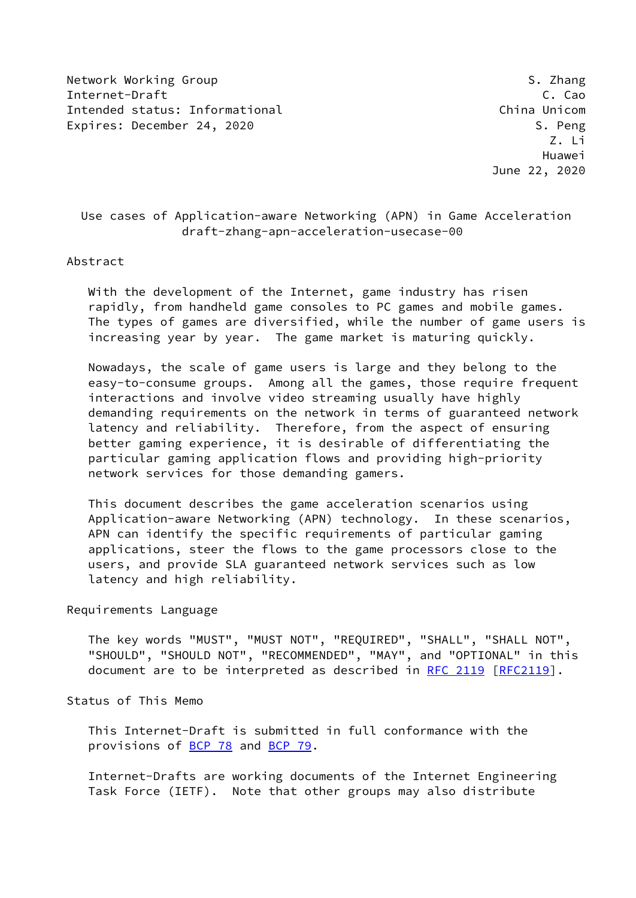Network Working Group S. Zhang
Internet-Draft C. Cao
Intended status: Informational China Unicom
Expires: December 24, 2020 S. Peng
Z. Li
Huawei
June 22, 2020

# Use cases of Application-aware Networking (APN) in Game Acceleration
draft-zhang-apn-acceleration-usecase-00

## Abstract

With the development of the Internet, game industry has risen rapidly, from handheld game consoles to PC games and mobile games. The types of games are diversified, while the number of game users is increasing year by year. The game market is maturing quickly.

Nowadays, the scale of game users is large and they belong to the easy-to-consume groups. Among all the games, those require frequent interactions and involve video streaming usually have highly demanding requirements on the network in terms of guaranteed network latency and reliability. Therefore, from the aspect of ensuring better gaming experience, it is desirable of differentiating the particular gaming application flows and providing high-priority network services for those demanding gamers.

This document describes the game acceleration scenarios using Application-aware Networking (APN) technology. In these scenarios, APN can identify the specific requirements of particular gaming applications, steer the flows to the game processors close to the users, and provide SLA guaranteed network services such as low latency and high reliability.

## Requirements Language

The key words "MUST", "MUST NOT", "REQUIRED", "SHALL", "SHALL NOT", "SHOULD", "SHOULD NOT", "RECOMMENDED", "MAY", and "OPTIONAL" in this document are to be interpreted as described in RFC 2119 [RFC2119].

## Status of This Memo

This Internet-Draft is submitted in full conformance with the provisions of BCP 78 and BCP 79.

Internet-Drafts are working documents of the Internet Engineering Task Force (IETF). Note that other groups may also distribute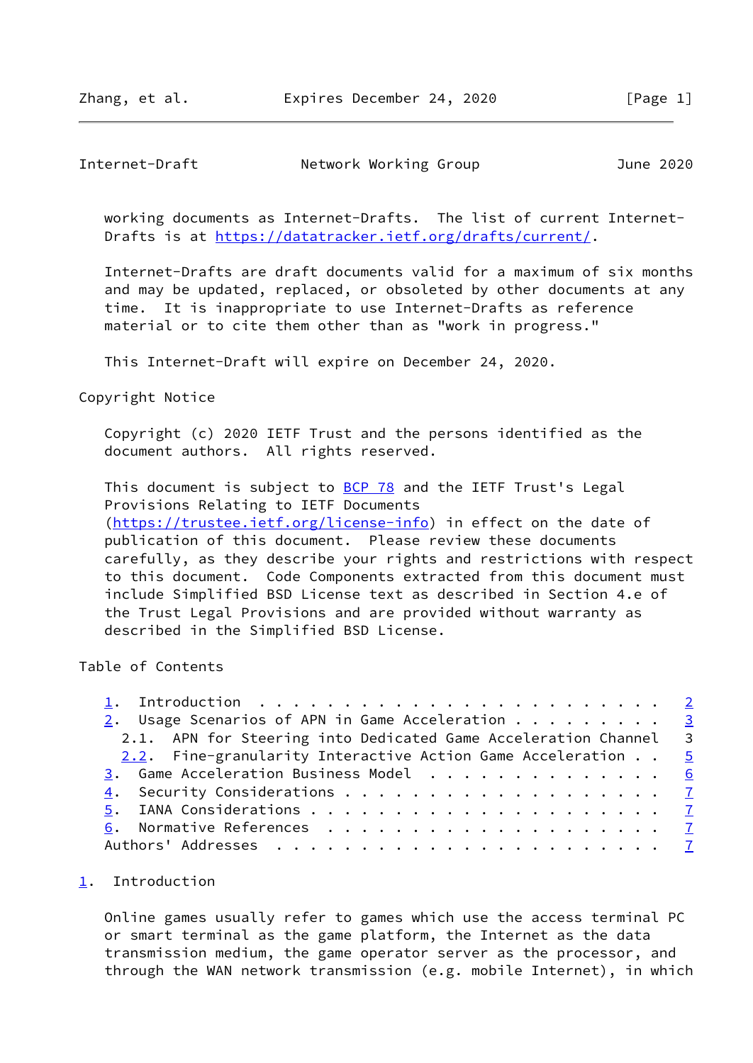working documents as Internet-Drafts. The list of current Internet-Drafts is at https://datatracker.ietf.org/drafts/current/.

Internet-Drafts are draft documents valid for a maximum of six months and may be updated, replaced, or obsoleted by other documents at any time. It is inappropriate to use Internet-Drafts as reference material or to cite them other than as "work in progress."

This Internet-Draft will expire on December 24, 2020.

Copyright Notice

Copyright (c) 2020 IETF Trust and the persons identified as the document authors. All rights reserved.

This document is subject to BCP 78 and the IETF Trust's Legal Provisions Relating to IETF Documents (https://trustee.ietf.org/license-info) in effect on the date of publication of this document. Please review these documents carefully, as they describe your rights and restrictions with respect to this document. Code Components extracted from this document must include Simplified BSD License text as described in Section 4.e of the Trust Legal Provisions and are provided without warranty as described in the Simplified BSD License.

Table of Contents

```
1.  Introduction . . . . . . . . . . . . . . . . . . . . . . . .   2
2.  Usage Scenarios of APN in Game Acceleration . . . . . . . . .   3
  2.1.  APN for Steering into Dedicated Game Acceleration Channel   3
  2.2.  Fine-granularity Interactive Action Game Acceleration . .   5
3.  Game Acceleration Business Model  . . . . . . . . . . . . . .   6
4.  Security Considerations . . . . . . . . . . . . . . . . . . .   7
5.  IANA Considerations . . . . . . . . . . . . . . . . . . . . .   7
6.  Normative References  . . . . . . . . . . . . . . . . . . . .   7
Authors' Addresses  . . . . . . . . . . . . . . . . . . . . . . .   7
```

# 1. Introduction

Online games usually refer to games which use the access terminal PC or smart terminal as the game platform, the Internet as the data transmission medium, the game operator server as the processor, and through the WAN network transmission (e.g. mobile Internet), in which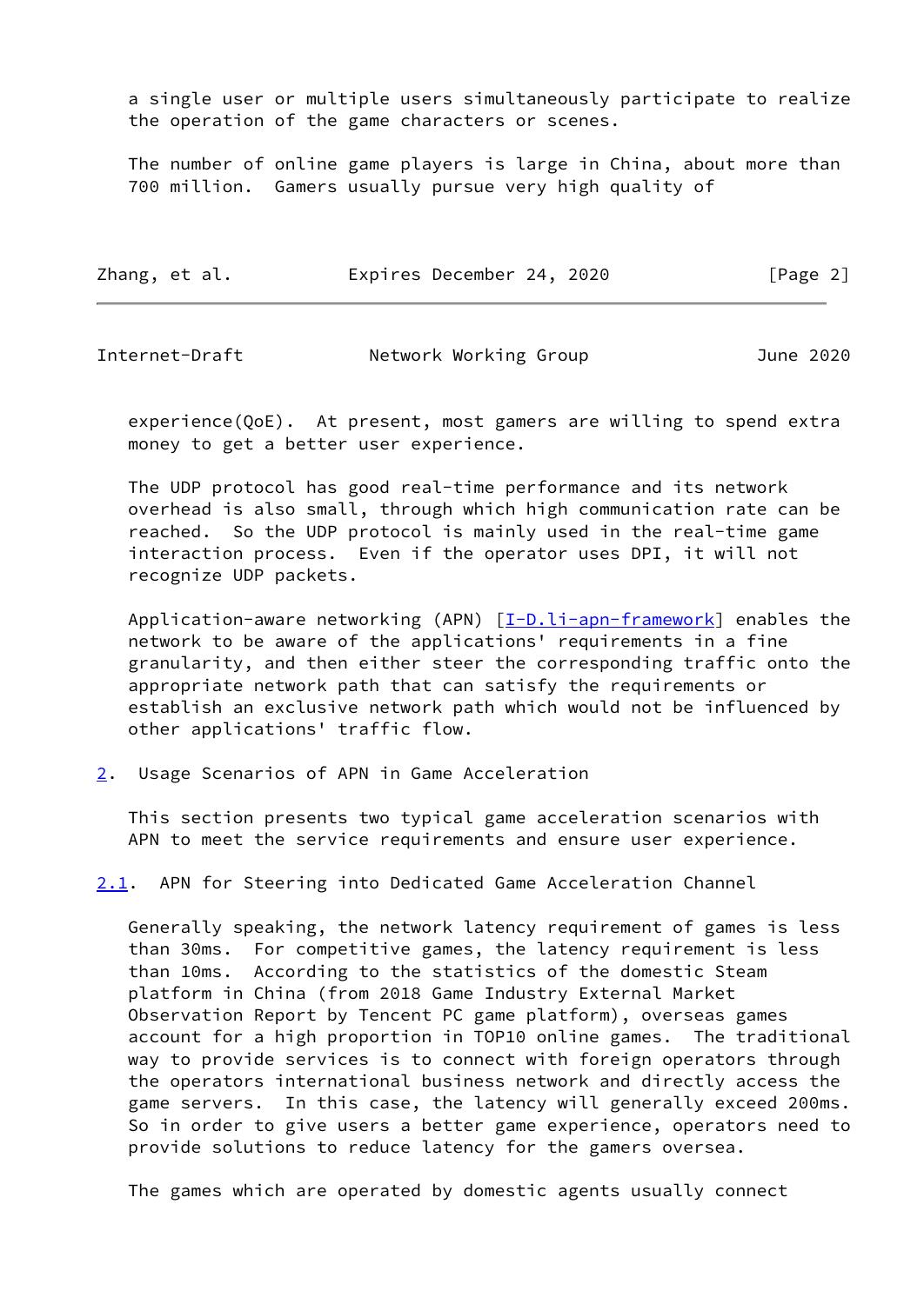a single user or multiple users simultaneously participate to realize the operation of the game characters or scenes.

The number of online game players is large in China, about more than 700 million. Gamers usually pursue very high quality of experience(QoE). At present, most gamers are willing to spend extra money to get a better user experience.

The UDP protocol has good real-time performance and its network overhead is also small, through which high communication rate can be reached. So the UDP protocol is mainly used in the real-time game interaction process. Even if the operator uses DPI, it will not recognize UDP packets.

Application-aware networking (APN) [I-D.li-apn-framework] enables the network to be aware of the applications' requirements in a fine granularity, and then either steer the corresponding traffic onto the appropriate network path that can satisfy the requirements or establish an exclusive network path which would not be influenced by other applications' traffic flow.

## 2. Usage Scenarios of APN in Game Acceleration

This section presents two typical game acceleration scenarios with APN to meet the service requirements and ensure user experience.

### 2.1. APN for Steering into Dedicated Game Acceleration Channel

Generally speaking, the network latency requirement of games is less than 30ms. For competitive games, the latency requirement is less than 10ms. According to the statistics of the domestic Steam platform in China (from 2018 Game Industry External Market Observation Report by Tencent PC game platform), overseas games account for a high proportion in TOP10 online games. The traditional way to provide services is to connect with foreign operators through the operators international business network and directly access the game servers. In this case, the latency will generally exceed 200ms. So in order to give users a better game experience, operators need to provide solutions to reduce latency for the gamers oversea.

The games which are operated by domestic agents usually connect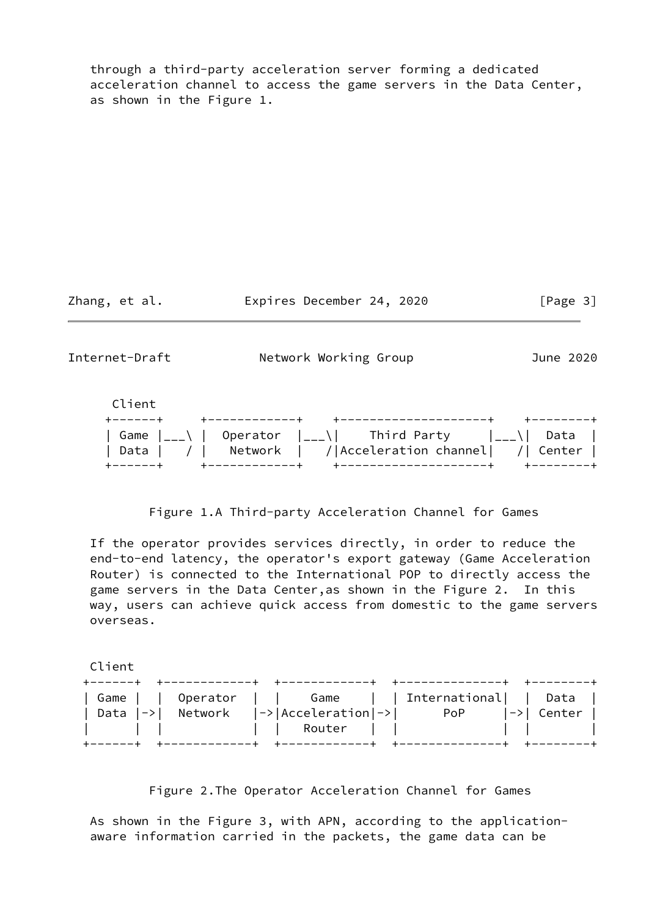through a third-party acceleration server forming a dedicated acceleration channel to access the game servers in the Data Center, as shown in the Figure 1.

```
     Client
    +------+     +------------+    +--------------------+    +--------+
    | Game |___\ |  Operator  |___\|    Third Party     |___\|  Data  |
    | Data |   / |   Network  |   /|Acceleration channel|   /| Center |
    +------+     +------------+    +--------------------+    +--------+
```

Figure 1.A Third-party Acceleration Channel for Games

If the operator provides services directly, in order to reduce the end-to-end latency, the operator's export gateway (Game Acceleration Router) is connected to the International POP to directly access the game servers in the Data Center,as shown in the Figure 2. In this way, users can achieve quick access from domestic to the game servers overseas.

```
   Client
 +------+  +------------+  +------------+  +--------------+  +--------+
 | Game |  |  Operator  |  |    Game    |  | International|  |  Data  |
 | Data |->|  Network   |->|Acceleration|->|      PoP     |->| Center |
 |      |  |            |  |   Router   |  |              |  |        |
 +------+  +------------+  +------------+  +--------------+  +--------+
```

Figure 2.The Operator Acceleration Channel for Games

As shown in the Figure 3, with APN, according to the application-aware information carried in the packets, the game data can be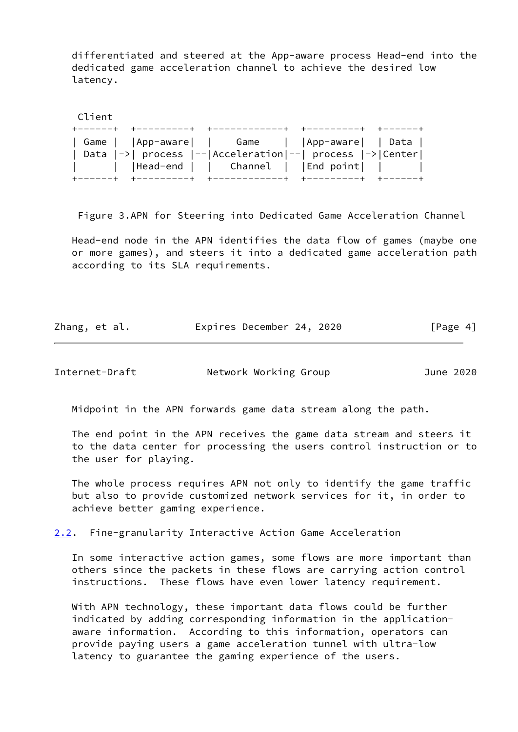differentiated and steered at the App-aware process Head-end into the dedicated game acceleration channel to achieve the desired low latency.

```
 Client
+------+  +----------+  +-------------+  +----------+  +-------+
| Game |  |App-aware|  |    Game     |  |App-aware|  | Data |
| Data |->| process |--|Acceleration|--| process |->|Center|
|      |  |Head-end |  |   Channel   |  |End point|  |      |
+------+  +----------+  +-------------+  +----------+  +-------+
```

Figure 3.APN for Steering into Dedicated Game Acceleration Channel

Head-end node in the APN identifies the data flow of games (maybe one or more games), and steers it into a dedicated game acceleration path according to its SLA requirements.

Midpoint in the APN forwards game data stream along the path.

The end point in the APN receives the game data stream and steers it to the data center for processing the users control instruction or to the user for playing.

The whole process requires APN not only to identify the game traffic but also to provide customized network services for it, in order to achieve better gaming experience.

## 2.2. Fine-granularity Interactive Action Game Acceleration

In some interactive action games, some flows are more important than others since the packets in these flows are carrying action control instructions. These flows have even lower latency requirement.

With APN technology, these important data flows could be further indicated by adding corresponding information in the application-aware information. According to this information, operators can provide paying users a game acceleration tunnel with ultra-low latency to guarantee the gaming experience of the users.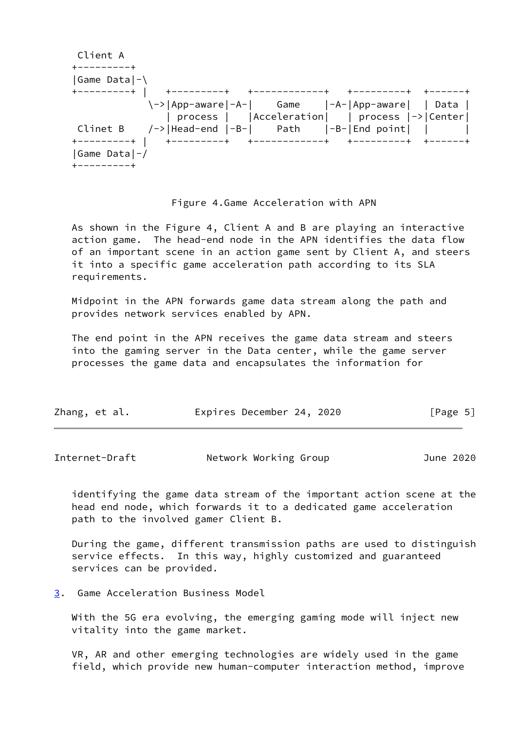```
 Client A
+---------+
|Game Data|-\
+---------+ |   +---------+   +------------+   +---------+  +------+
             \->|App-aware|-A-|    Game    |-A-|App-aware|  | Data |
                | process |   |Acceleration|   | process |->|Center|
 Clinet B    /->|Head-end |-B-|    Path    |-B-|End point|  |      |
+---------+ |   +---------+   +------------+   +---------+  +------+
|Game Data|-/
+---------+
```

Figure 4.Game Acceleration with APN

As shown in the Figure 4, Client A and B are playing an interactive action game. The head-end node in the APN identifies the data flow of an important scene in an action game sent by Client A, and steers it into a specific game acceleration path according to its SLA requirements.

Midpoint in the APN forwards game data stream along the path and provides network services enabled by APN.

The end point in the APN receives the game data stream and steers into the gaming server in the Data center, while the game server processes the game data and encapsulates the information for identifying the game data stream of the important action scene at the head end node, which forwards it to a dedicated game acceleration path to the involved gamer Client B.

During the game, different transmission paths are used to distinguish service effects. In this way, highly customized and guaranteed services can be provided.

## 3. Game Acceleration Business Model

With the 5G era evolving, the emerging gaming mode will inject new vitality into the game market.

VR, AR and other emerging technologies are widely used in the game field, which provide new human-computer interaction method, improve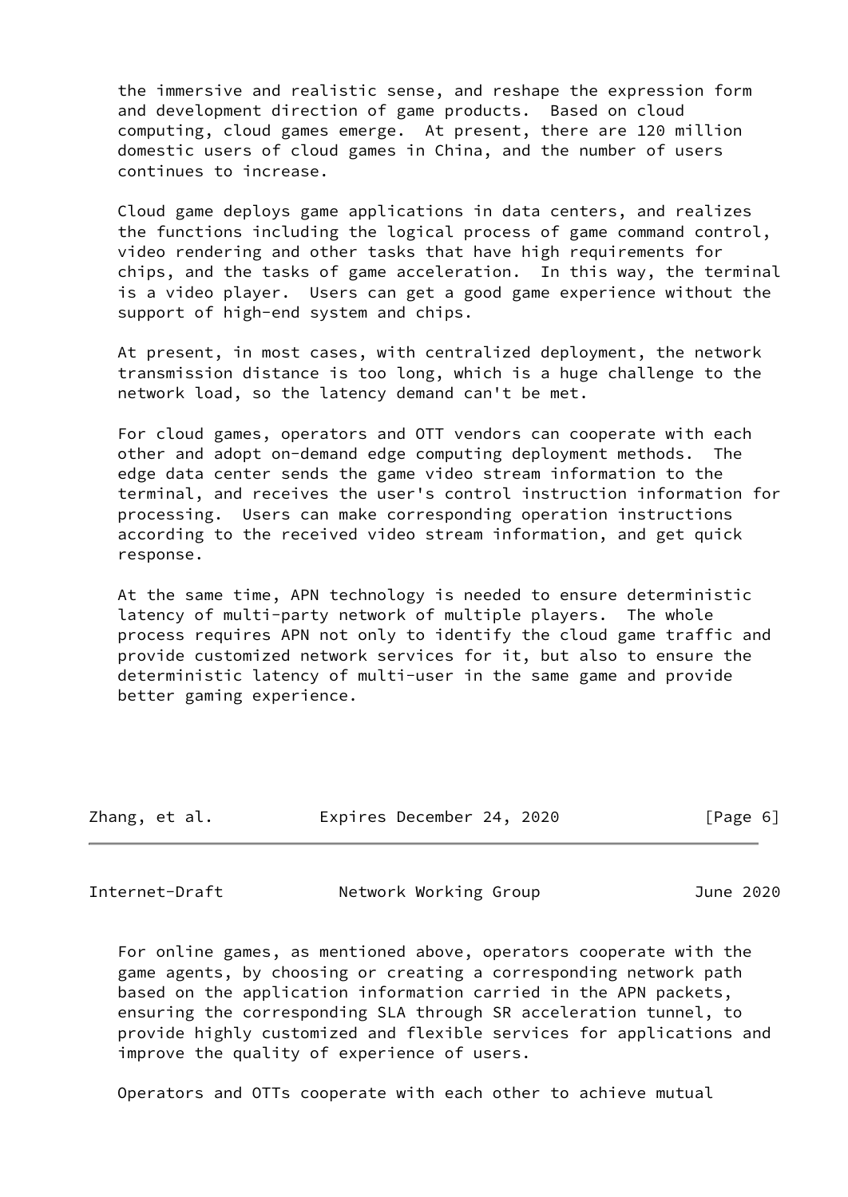the immersive and realistic sense, and reshape the expression form and development direction of game products. Based on cloud computing, cloud games emerge. At present, there are 120 million domestic users of cloud games in China, and the number of users continues to increase.

Cloud game deploys game applications in data centers, and realizes the functions including the logical process of game command control, video rendering and other tasks that have high requirements for chips, and the tasks of game acceleration. In this way, the terminal is a video player. Users can get a good game experience without the support of high-end system and chips.

At present, in most cases, with centralized deployment, the network transmission distance is too long, which is a huge challenge to the network load, so the latency demand can't be met.

For cloud games, operators and OTT vendors can cooperate with each other and adopt on-demand edge computing deployment methods. The edge data center sends the game video stream information to the terminal, and receives the user's control instruction information for processing. Users can make corresponding operation instructions according to the received video stream information, and get quick response.

At the same time, APN technology is needed to ensure deterministic latency of multi-party network of multiple players. The whole process requires APN not only to identify the cloud game traffic and provide customized network services for it, but also to ensure the deterministic latency of multi-user in the same game and provide better gaming experience.

For online games, as mentioned above, operators cooperate with the game agents, by choosing or creating a corresponding network path based on the application information carried in the APN packets, ensuring the corresponding SLA through SR acceleration tunnel, to provide highly customized and flexible services for applications and improve the quality of experience of users.

Operators and OTTs cooperate with each other to achieve mutual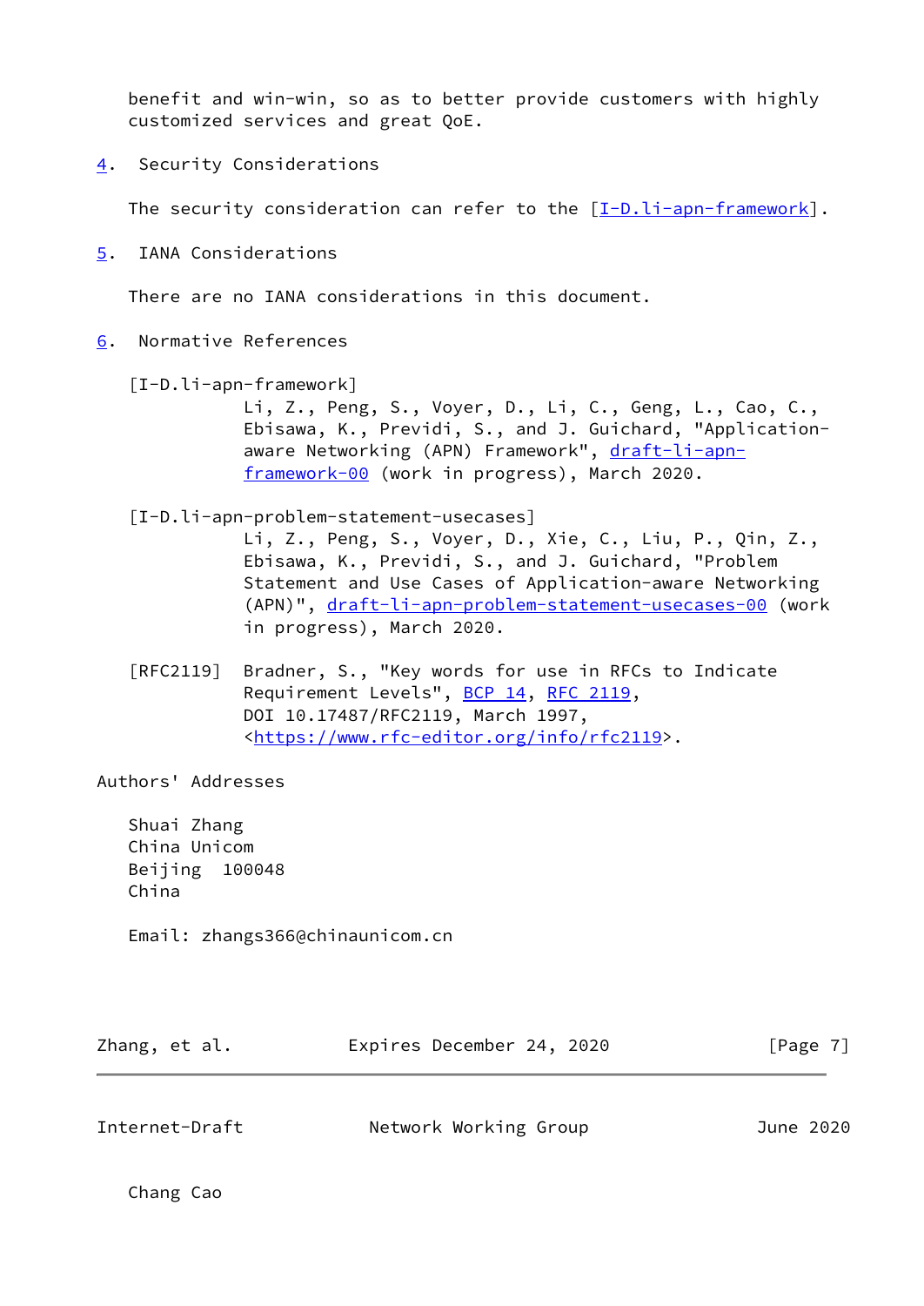benefit and win-win, so as to better provide customers with highly customized services and great QoE.

## 4. Security Considerations

The security consideration can refer to the [I-D.li-apn-framework].

## 5. IANA Considerations

There are no IANA considerations in this document.

## 6. Normative References

[I-D.li-apn-framework]
Li, Z., Peng, S., Voyer, D., Li, C., Geng, L., Cao, C., Ebisawa, K., Previdi, S., and J. Guichard, "Application-aware Networking (APN) Framework", draft-li-apn-framework-00 (work in progress), March 2020.

[I-D.li-apn-problem-statement-usecases]
Li, Z., Peng, S., Voyer, D., Xie, C., Liu, P., Qin, Z., Ebisawa, K., Previdi, S., and J. Guichard, "Problem Statement and Use Cases of Application-aware Networking (APN)", draft-li-apn-problem-statement-usecases-00 (work in progress), March 2020.

[RFC2119] Bradner, S., "Key words for use in RFCs to Indicate Requirement Levels", BCP 14, RFC 2119, DOI 10.17487/RFC2119, March 1997, <https://www.rfc-editor.org/info/rfc2119>.

## Authors' Addresses

Shuai Zhang
China Unicom
Beijing 100048
China

Email: zhangs366@chinaunicom.cn

Chang Cao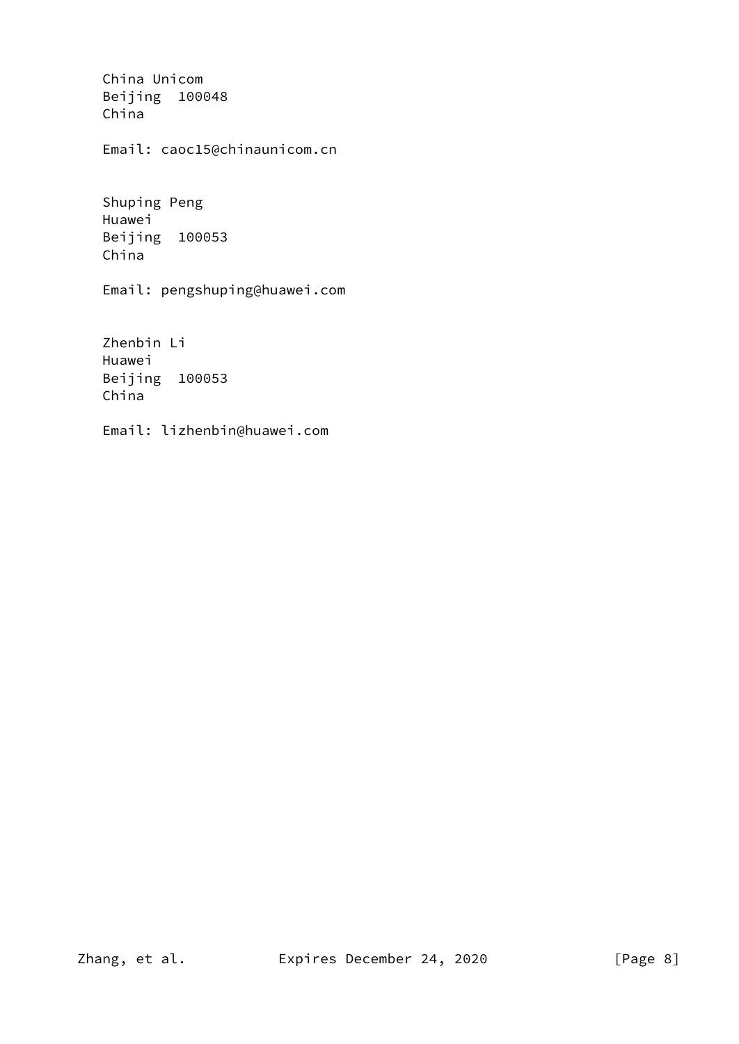China Unicom
Beijing  100048
China

Email: caoc15@chinaunicom.cn

Shuping Peng
Huawei
Beijing  100053
China

Email: pengshuping@huawei.com

Zhenbin Li
Huawei
Beijing  100053
China

Email: lizhenbin@huawei.com